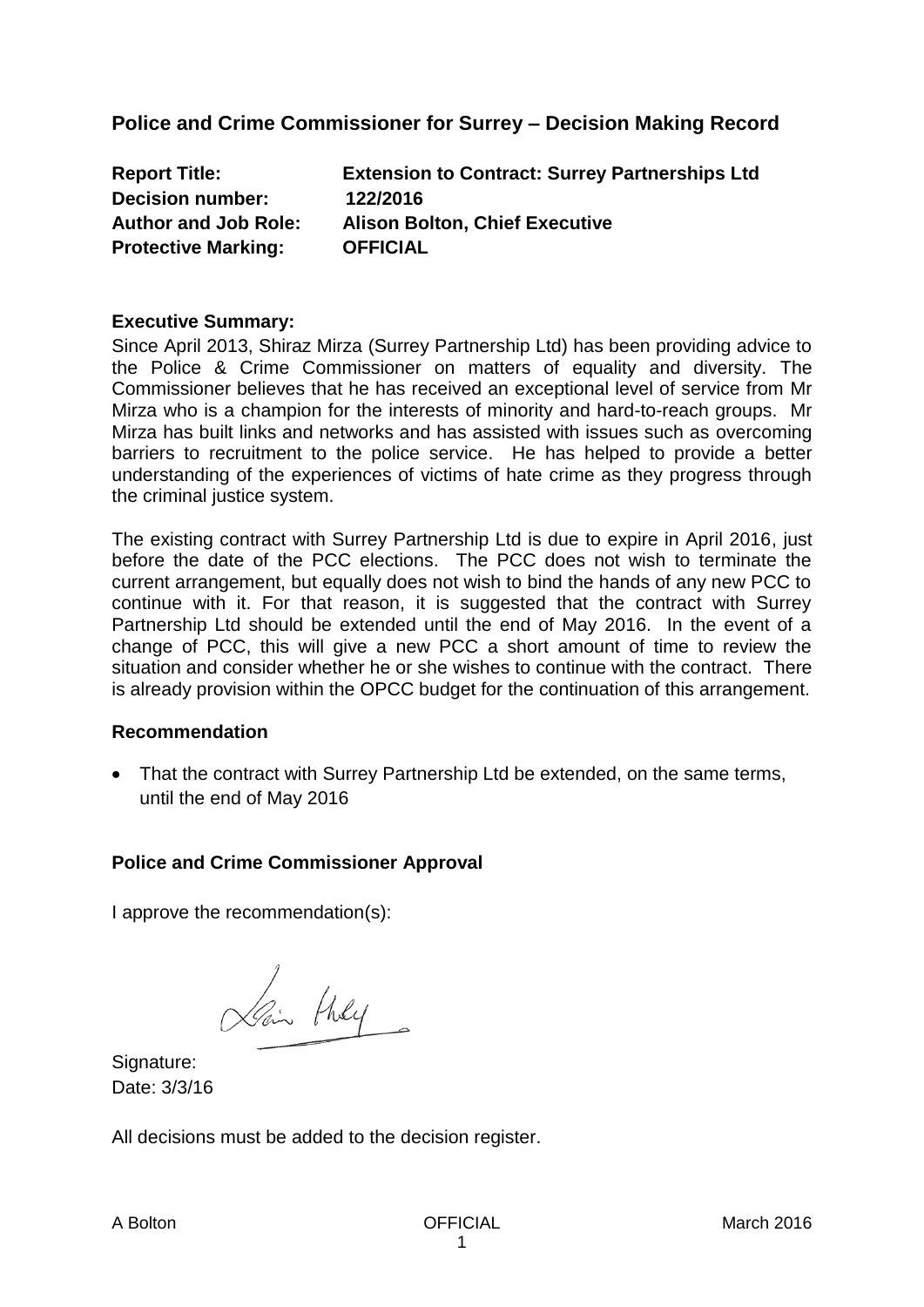## Police and Crime Commissioner for Surrey – Decision Making Record

**Report Title:** **Extension to Contract: Surrey Partnerships Ltd**
**Decision number:** **122/2016**
**Author and Job Role:** **Alison Bolton, Chief Executive**
**Protective Marking:** **OFFICIAL**

### Executive Summary:

Since April 2013, Shiraz Mirza (Surrey Partnership Ltd) has been providing advice to the Police & Crime Commissioner on matters of equality and diversity. The Commissioner believes that he has received an exceptional level of service from Mr Mirza who is a champion for the interests of minority and hard-to-reach groups. Mr Mirza has built links and networks and has assisted with issues such as overcoming barriers to recruitment to the police service. He has helped to provide a better understanding of the experiences of victims of hate crime as they progress through the criminal justice system.

The existing contract with Surrey Partnership Ltd is due to expire in April 2016, just before the date of the PCC elections. The PCC does not wish to terminate the current arrangement, but equally does not wish to bind the hands of any new PCC to continue with it. For that reason, it is suggested that the contract with Surrey Partnership Ltd should be extended until the end of May 2016. In the event of a change of PCC, this will give a new PCC a short amount of time to review the situation and consider whether he or she wishes to continue with the contract. There is already provision within the OPCC budget for the continuation of this arrangement.

### Recommendation

- That the contract with Surrey Partnership Ltd be extended, on the same terms, until the end of May 2016

### Police and Crime Commissioner Approval

I approve the recommendation(s):

Signature:
Date: 3/3/16

All decisions must be added to the decision register.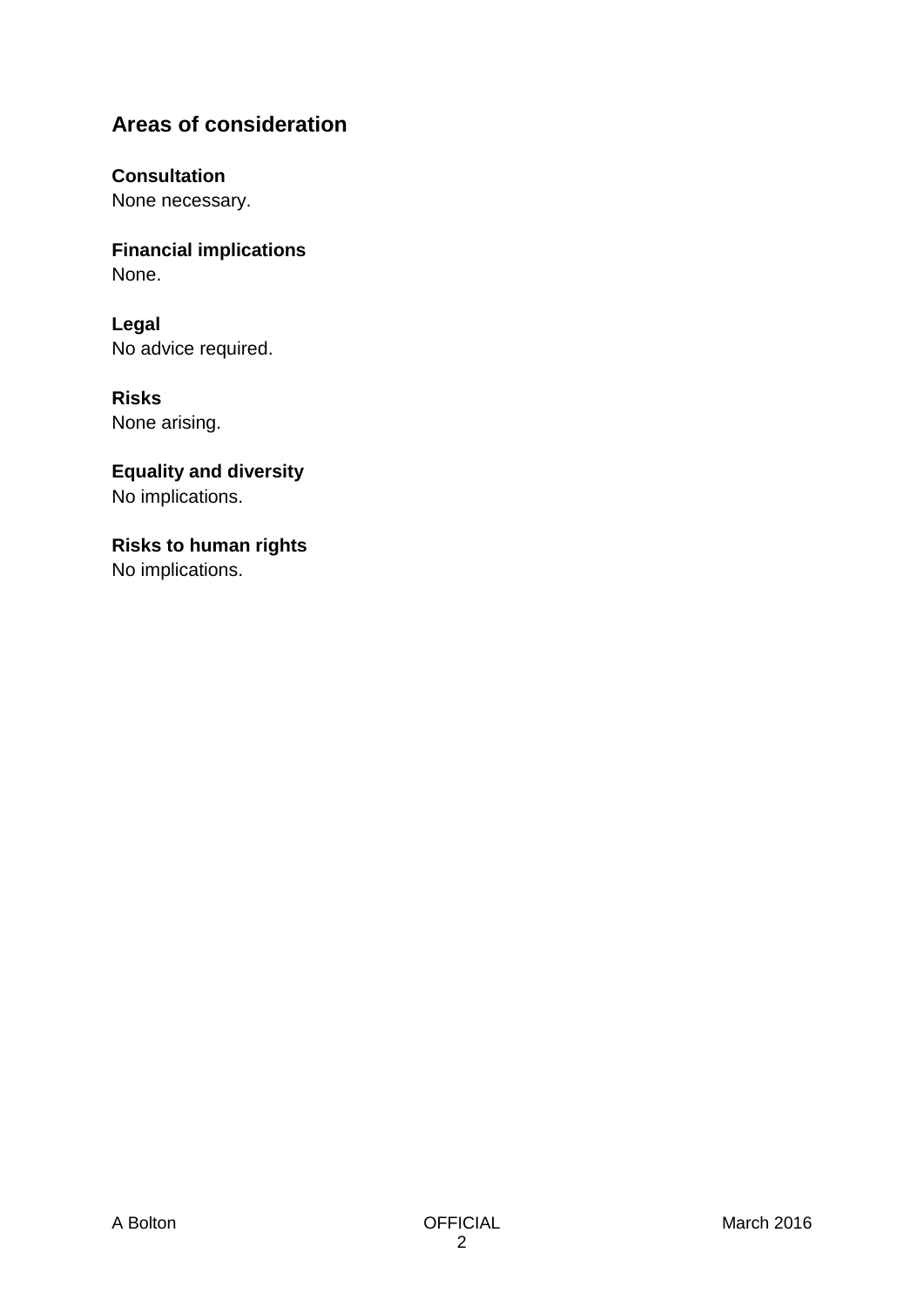## Areas of consideration

**Consultation**
None necessary.

**Financial implications**
None.

**Legal**
No advice required.

**Risks**
None arising.

**Equality and diversity**
No implications.

**Risks to human rights**
No implications.